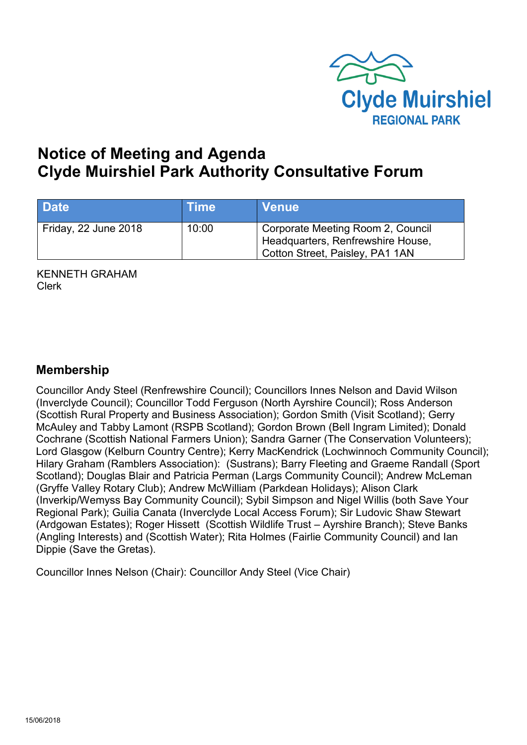Clyde Muirshiel
REGIONAL PARK

# Notice of Meeting and Agenda
# Clyde Muirshiel Park Authority Consultative Forum

| Date | Time | Venue |
| --- | --- | --- |
| Friday, 22 June 2018 | 10:00 | Corporate Meeting Room 2, Council Headquarters, Renfrewshire House, Cotton Street, Paisley, PA1 1AN |

KENNETH GRAHAM
Clerk

## Membership

Councillor Andy Steel (Renfrewshire Council); Councillors Innes Nelson and David Wilson (Inverclyde Council); Councillor Todd Ferguson (North Ayrshire Council); Ross Anderson (Scottish Rural Property and Business Association); Gordon Smith (Visit Scotland); Gerry McAuley and Tabby Lamont (RSPB Scotland); Gordon Brown (Bell Ingram Limited); Donald Cochrane (Scottish National Farmers Union); Sandra Garner (The Conservation Volunteers); Lord Glasgow (Kelburn Country Centre); Kerry MacKendrick (Lochwinnoch Community Council); Hilary Graham (Ramblers Association): (Sustrans); Barry Fleeting and Graeme Randall (Sport Scotland); Douglas Blair and Patricia Perman (Largs Community Council); Andrew McLeman (Gryffe Valley Rotary Club); Andrew McWilliam (Parkdean Holidays); Alison Clark (Inverkip/Wemyss Bay Community Council); Sybil Simpson and Nigel Willis (both Save Your Regional Park); Guilia Canata (Inverclyde Local Access Forum); Sir Ludovic Shaw Stewart (Ardgowan Estates); Roger Hissett (Scottish Wildlife Trust – Ayrshire Branch); Steve Banks (Angling Interests) and (Scottish Water); Rita Holmes (Fairlie Community Council) and Ian Dippie (Save the Gretas).

Councillor Innes Nelson (Chair): Councillor Andy Steel (Vice Chair)

15/06/2018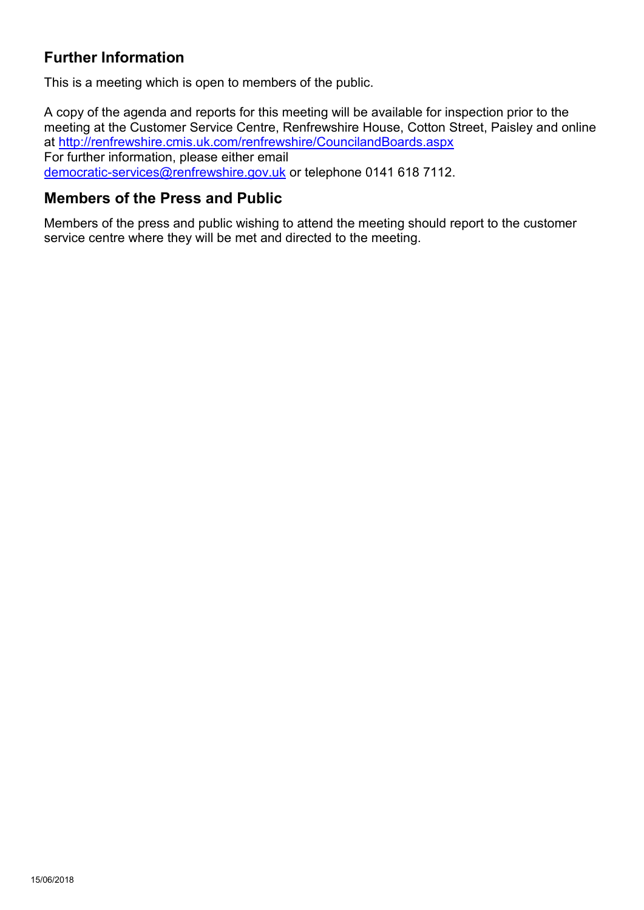## Further Information

This is a meeting which is open to members of the public.

A copy of the agenda and reports for this meeting will be available for inspection prior to the meeting at the Customer Service Centre, Renfrewshire House, Cotton Street, Paisley and online at http://renfrewshire.cmis.uk.com/renfrewshire/CouncilandBoards.aspx
For further information, please either email
democratic-services@renfrewshire.gov.uk or telephone 0141 618 7112.

## Members of the Press and Public

Members of the press and public wishing to attend the meeting should report to the customer service centre where they will be met and directed to the meeting.

15/06/2018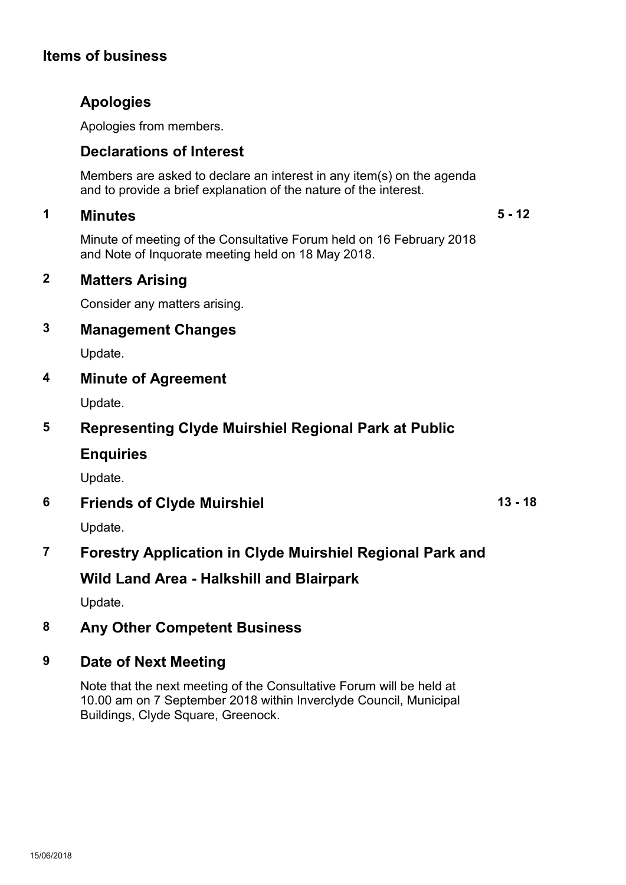## Items of business

### Apologies

Apologies from members.

### Declarations of Interest

Members are asked to declare an interest in any item(s) on the agenda and to provide a brief explanation of the nature of the interest.

### 1 Minutes — 5 - 12

Minute of meeting of the Consultative Forum held on 16 February 2018 and Note of Inquorate meeting held on 18 May 2018.

### 2 Matters Arising

Consider any matters arising.

### 3 Management Changes

Update.

### 4 Minute of Agreement

Update.

### 5 Representing Clyde Muirshiel Regional Park at Public Enquiries

Update.

### 6 Friends of Clyde Muirshiel — 13 - 18

Update.

### 7 Forestry Application in Clyde Muirshiel Regional Park and Wild Land Area - Halkshill and Blairpark

Update.

### 8 Any Other Competent Business

### 9 Date of Next Meeting

Note that the next meeting of the Consultative Forum will be held at 10.00 am on 7 September 2018 within Inverclyde Council, Municipal Buildings, Clyde Square, Greenock.

15/06/2018